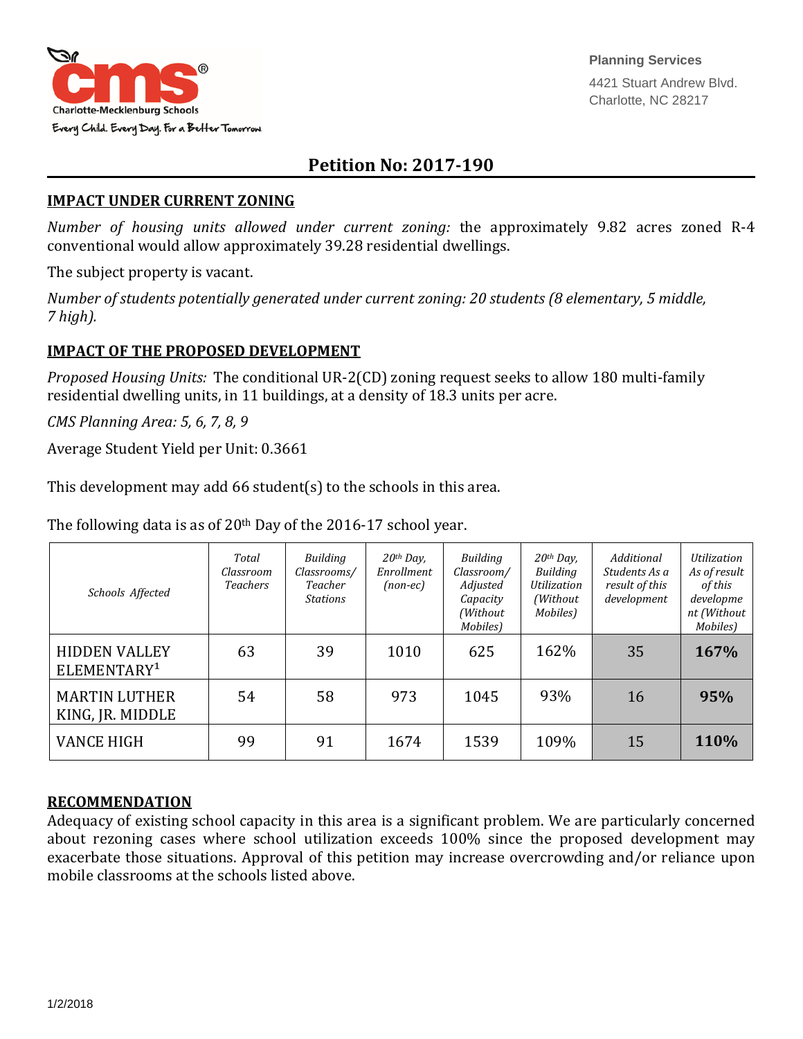Charlotte-Mecklenburg Schools

Every Child. Every Day. For a Better Tomorrow

Planning Services

4421 Stuart Andrew Blvd.
Charlotte, NC 28217

# Petition No: 2017-190

## IMPACT UNDER CURRENT ZONING

*Number of housing units allowed under current zoning:* the approximately 9.82 acres zoned R-4 conventional would allow approximately 39.28 residential dwellings.

The subject property is vacant.

*Number of students potentially generated under current zoning: 20 students (8 elementary, 5 middle, 7 high).*

## IMPACT OF THE PROPOSED DEVELOPMENT

*Proposed Housing Units:* The conditional UR-2(CD) zoning request seeks to allow 180 multi-family residential dwelling units, in 11 buildings, at a density of 18.3 units per acre.

*CMS Planning Area: 5, 6, 7, 8, 9*

Average Student Yield per Unit: 0.3661

This development may add 66 student(s) to the schools in this area.

The following data is as of 20th Day of the 2016-17 school year.

| *Schools Affected* | *Total Classroom Teachers* | *Building Classrooms/ Teacher Stations* | *20th Day, Enrollment (non-ec)* | *Building Classroom/ Adjusted Capacity (Without Mobiles)* | *20th Day, Building Utilization (Without Mobiles)* | *Additional Students As a result of this development* | *Utilization As of result of this development (Without Mobiles)* |
|---|---|---|---|---|---|---|---|
| HIDDEN VALLEY ELEMENTARY[1] | 63 | 39 | 1010 | 625 | 162% | 35 | **167%** |
| MARTIN LUTHER KING, JR. MIDDLE | 54 | 58 | 973 | 1045 | 93% | 16 | **95%** |
| VANCE HIGH | 99 | 91 | 1674 | 1539 | 109% | 15 | **110%** |

## RECOMMENDATION

Adequacy of existing school capacity in this area is a significant problem. We are particularly concerned about rezoning cases where school utilization exceeds 100% since the proposed development may exacerbate those situations. Approval of this petition may increase overcrowding and/or reliance upon mobile classrooms at the schools listed above.

1/2/2018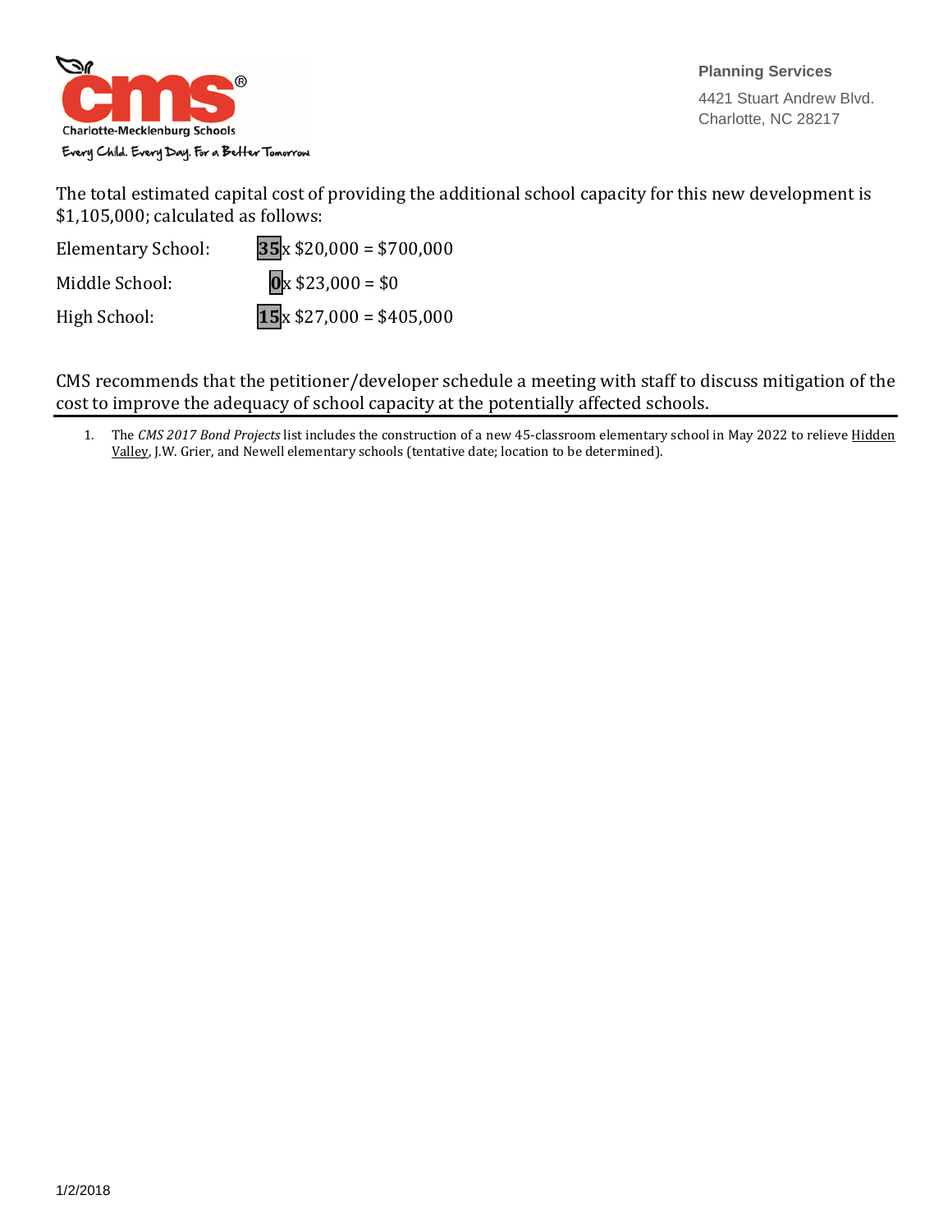Planning Services
4421 Stuart Andrew Blvd.
Charlotte, NC 28217

The total estimated capital cost of providing the additional school capacity for this new development is $1,105,000; calculated as follows:

Elementary School: **35** x $20,000 = $700,000

Middle School: **0** x $23,000 = $0

High School: **15** x $27,000 = $405,000

CMS recommends that the petitioner/developer schedule a meeting with staff to discuss mitigation of the cost to improve the adequacy of school capacity at the potentially affected schools.

---

1. The *CMS 2017 Bond Projects* list includes the construction of a new 45-classroom elementary school in May 2022 to relieve Hidden Valley, J.W. Grier, and Newell elementary schools (tentative date; location to be determined).

1/2/2018